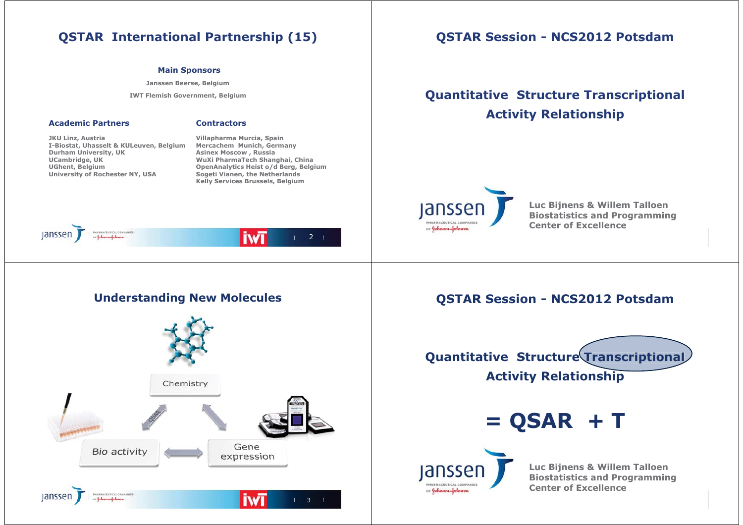# QSTAR Session - NCS2012 Potsdam

## Quantitative Structure Transcriptional Activity Relationship

**Luc Bijnens & Willem Talloen**
**Biostatistics and Programming Center of Excellence**

# QSTAR International Partnership (15)

### Main Sponsors

Janssen Beerse, Belgium

IWT Flemish Government, Belgium

### Academic Partners

- JKU Linz, Austria
- I-Biostat, Uhasselt & KULeuven, Belgium
- Durham University, UK
- UCambridge, UK
- UGhent, Belgium
- University of Rochester NY, USA

### Contractors

- Villapharma Murcia, Spain
- Mercachem Munich, Germany
- Asinex Moscow , Russia
- WuXi PharmaTech Shanghai, China
- OpenAnalytics Heist o/d Berg, Belgium
- Sogeti Vianen, the Netherlands
- Kelly Services Brussels, Belgium

# QSTAR Session - NCS2012 Potsdam

## Quantitative Structure Transcriptional Activity Relationship

## = QSAR + T

**Luc Bijnens & Willem Talloen**
**Biostatistics and Programming Center of Excellence**

# Understanding New Molecules

Chemistry

QSAR

Bio activity

Gene expression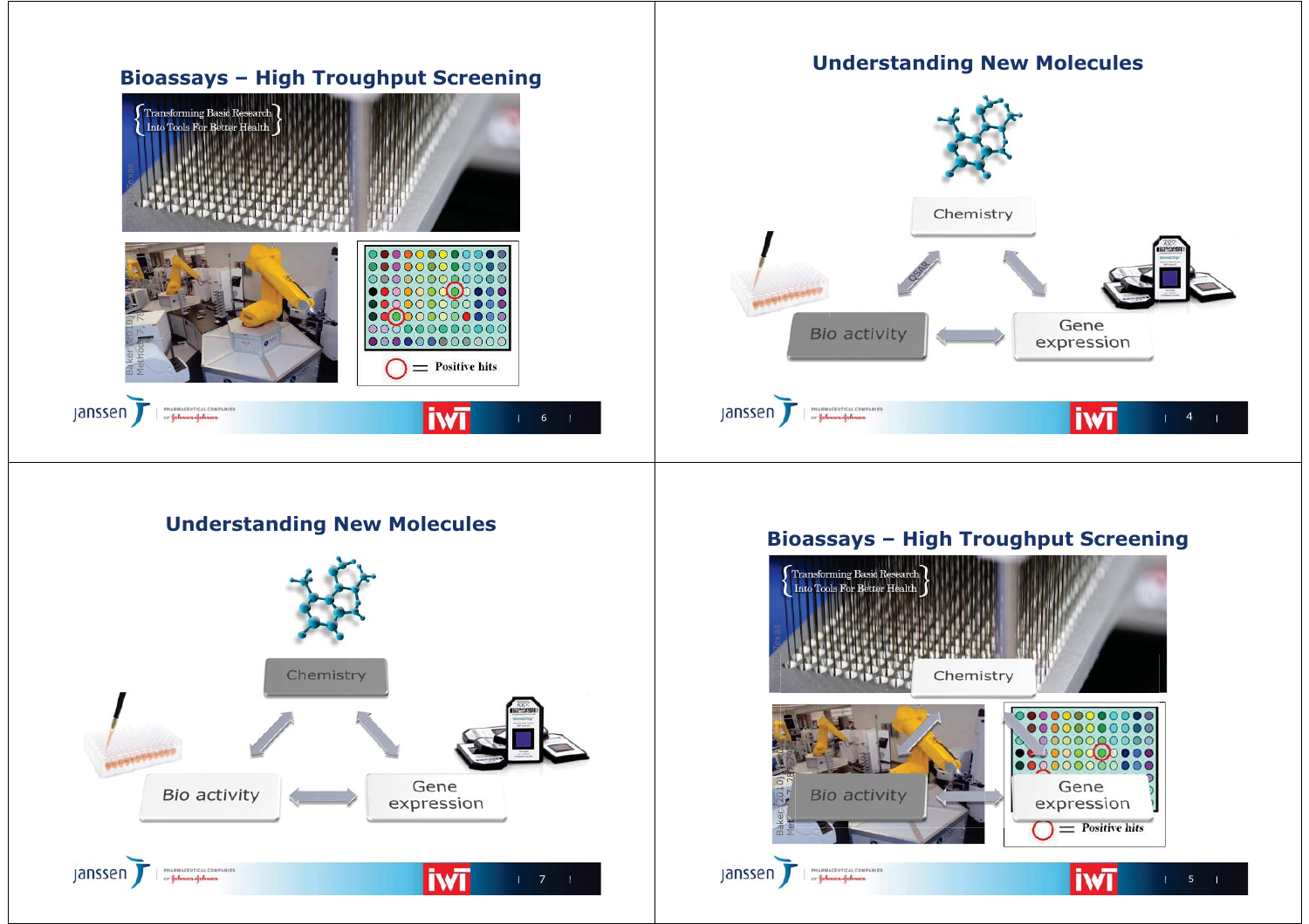## Bioassays – High Troughput Screening

{Transforming Basic Research Into Tools For Better Health}

Baker (2010) Nat Methods 7, 787

○ = Positive hits

## Understanding New Molecules

Chemistry

QSAR

Bio activity

Gene expression

## Understanding New Molecules

Chemistry

Bio activity

Gene expression

## Bioassays – High Troughput Screening

{Transforming Basic Research Into Tools For Better Health}

Chemistry

Bio activity

Gene expression

○ = Positive hits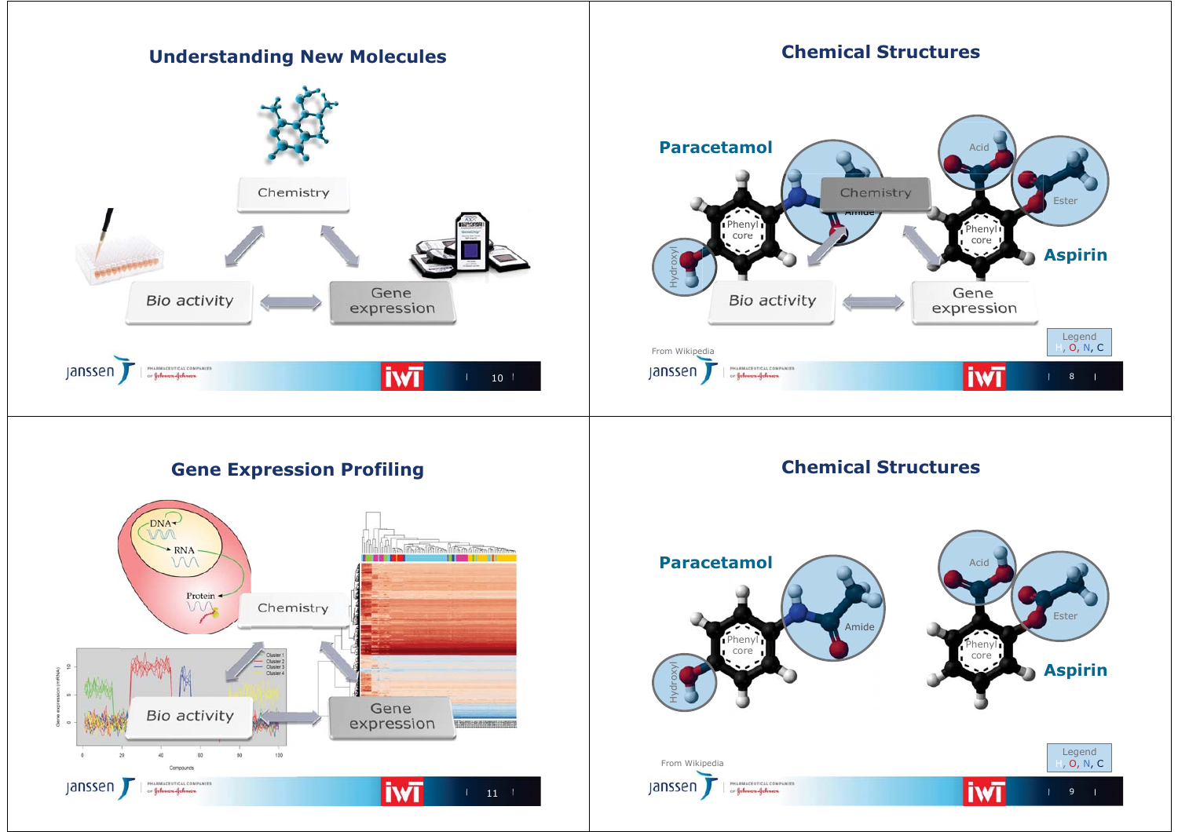## Understanding New Molecules

Chemistry

Bio activity

Gene expression

## Chemical Structures

Paracetamol

Hydroxyl

Phenyl core

Chemistry

Amide

Acid

Ester

Phenyl core

Aspirin

Bio activity

Gene expression

From Wikipedia

Legend
H, O, N, C

## Gene Expression Profiling

DNA

RNA

Protein

Chemistry

Bio activity

Gene expression

## Chemical Structures

Paracetamol

Hydroxyl

Phenyl core

Amide

Acid

Ester

Phenyl core

Aspirin

From Wikipedia

Legend
H, O, N, C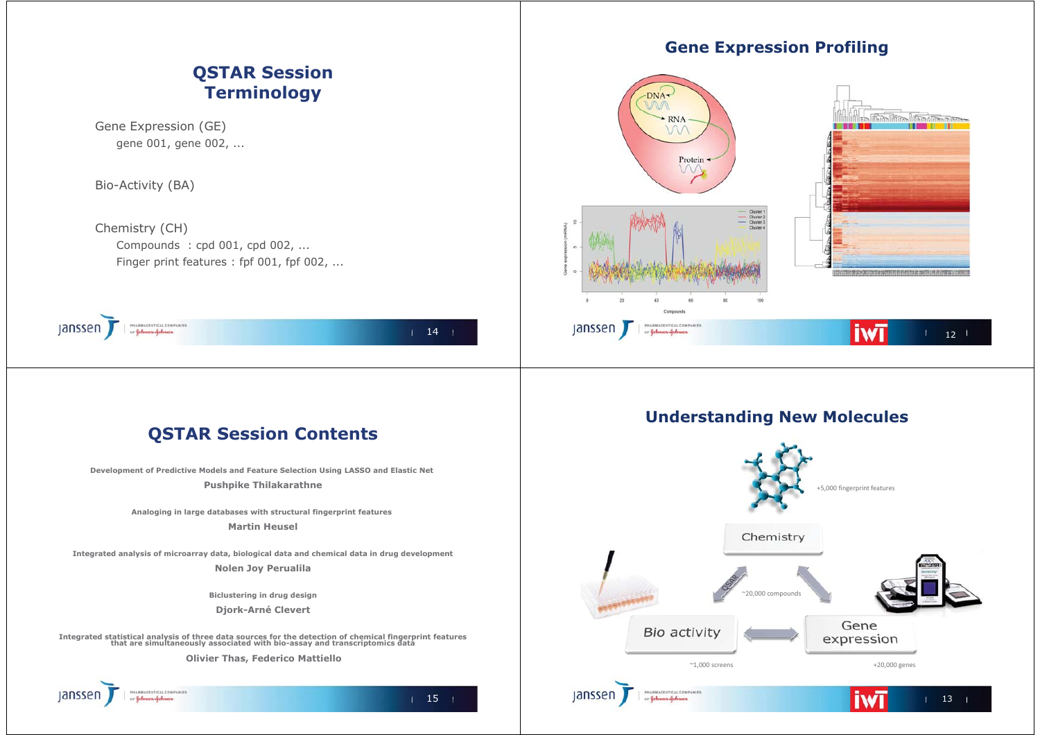## QSTAR Session Terminology

Gene Expression (GE)
 gene 001, gene 002, ...

Bio-Activity (BA)

Chemistry (CH)
 Compounds : cpd 001, cpd 002, ...
 Finger print features : fpf 001, fpf 002, ...

## Gene Expression Profiling

DNA

RNA

Protein

Cluster 1
Cluster 2
Cluster 3
Cluster 4

Gene expression (mRNA)

0
5
10

0
20
40
60
80
100

Compounds

## QSTAR Session Contents

**Development of Predictive Models and Feature Selection Using LASSO and Elastic Net**
**Pushpike Thilakarathne**

**Analoging in large databases with structural fingerprint features**
**Martin Heusel**

**Integrated analysis of microarray data, biological data and chemical data in drug development**
**Nolen Joy Perualila**

**Biclustering in drug design**
**Djork-Arné Clevert**

**Integrated statistical analysis of three data sources for the detection of chemical fingerprint features that are simultaneously associated with bio-assay and transcriptomics data**
**Olivier Thas, Federico Mattiello**

## Understanding New Molecules

+5,000 fingerprint features

Chemistry

QSAR

~20,000 compounds

Bio activity

Gene expression

~1,000 screens

+20,000 genes